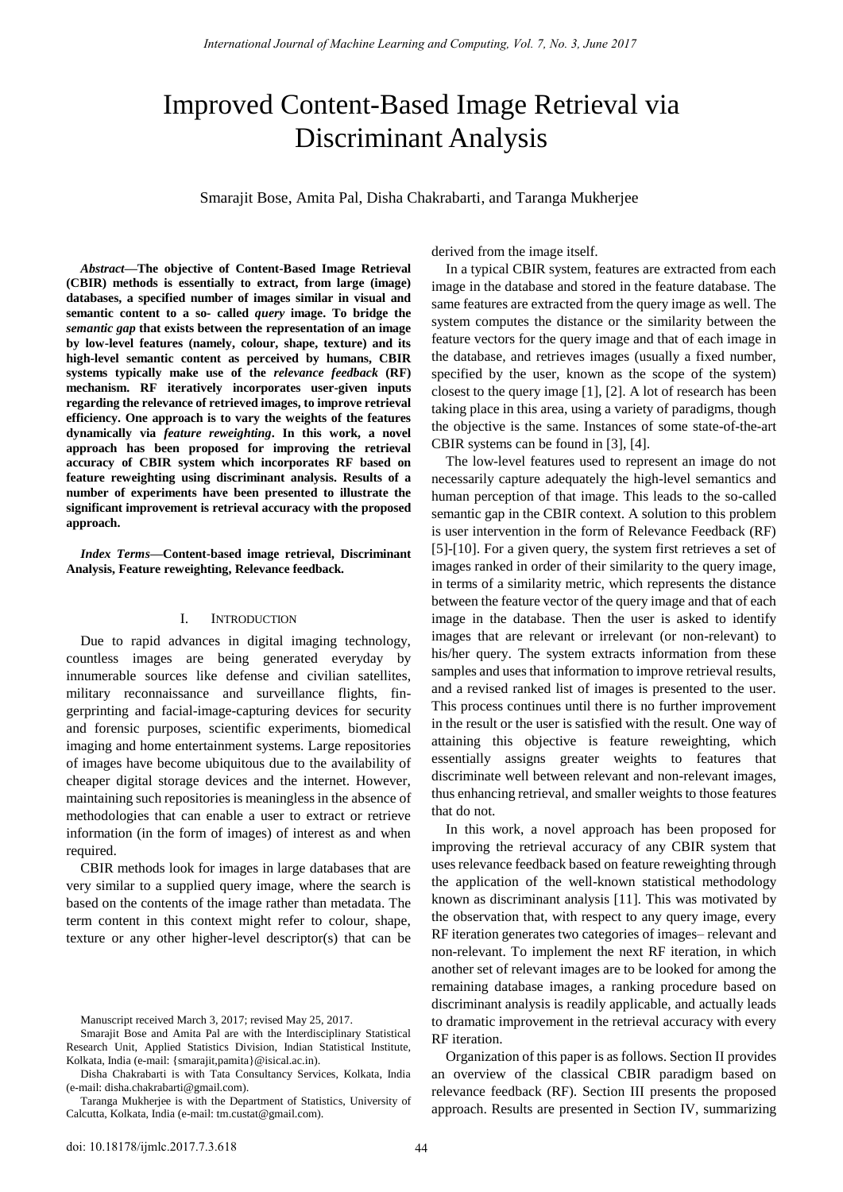# Improved Content-Based Image Retrieval via Discriminant Analysis

Smarajit Bose, Amita Pal, Disha Chakrabarti, and Taranga Mukherjee

***Abstract*—The objective of Content-Based Image Retrieval (CBIR) methods is essentially to extract, from large (image) databases, a specified number of images similar in visual and semantic content to a so- called *query* image. To bridge the *semantic gap* that exists between the representation of an image by low-level features (namely, colour, shape, texture) and its high-level semantic content as perceived by humans, CBIR systems typically make use of the *relevance feedback* (RF) mechanism. RF iteratively incorporates user-given inputs regarding the relevance of retrieved images, to improve retrieval efficiency. One approach is to vary the weights of the features dynamically via *feature reweighting*. In this work, a novel approach has been proposed for improving the retrieval accuracy of CBIR system which incorporates RF based on feature reweighting using discriminant analysis. Results of a number of experiments have been presented to illustrate the significant improvement is retrieval accuracy with the proposed approach.**

***Index Terms*—Content-based image retrieval, Discriminant Analysis, Feature reweighting, Relevance feedback.**

## I. Introduction

Due to rapid advances in digital imaging technology, countless images are being generated everyday by innumerable sources like defense and civilian satellites, military reconnaissance and surveillance flights, fingerprinting and facial-image-capturing devices for security and forensic purposes, scientific experiments, biomedical imaging and home entertainment systems. Large repositories of images have become ubiquitous due to the availability of cheaper digital storage devices and the internet. However, maintaining such repositories is meaningless in the absence of methodologies that can enable a user to extract or retrieve information (in the form of images) of interest as and when required.

CBIR methods look for images in large databases that are very similar to a supplied query image, where the search is based on the contents of the image rather than metadata. The term content in this context might refer to colour, shape, texture or any other higher-level descriptor(s) that can be derived from the image itself.

In a typical CBIR system, features are extracted from each image in the database and stored in the feature database. The same features are extracted from the query image as well. The system computes the distance or the similarity between the feature vectors for the query image and that of each image in the database, and retrieves images (usually a fixed number, specified by the user, known as the scope of the system) closest to the query image [1], [2]. A lot of research has been taking place in this area, using a variety of paradigms, though the objective is the same. Instances of some state-of-the-art CBIR systems can be found in [3], [4].

The low-level features used to represent an image do not necessarily capture adequately the high-level semantics and human perception of that image. This leads to the so-called semantic gap in the CBIR context. A solution to this problem is user intervention in the form of Relevance Feedback (RF) [5]-[10]. For a given query, the system first retrieves a set of images ranked in order of their similarity to the query image, in terms of a similarity metric, which represents the distance between the feature vector of the query image and that of each image in the database. Then the user is asked to identify images that are relevant or irrelevant (or non-relevant) to his/her query. The system extracts information from these samples and uses that information to improve retrieval results, and a revised ranked list of images is presented to the user. This process continues until there is no further improvement in the result or the user is satisfied with the result. One way of attaining this objective is feature reweighting, which essentially assigns greater weights to features that discriminate well between relevant and non-relevant images, thus enhancing retrieval, and smaller weights to those features that do not.

In this work, a novel approach has been proposed for improving the retrieval accuracy of any CBIR system that uses relevance feedback based on feature reweighting through the application of the well-known statistical methodology known as discriminant analysis [11]. This was motivated by the observation that, with respect to any query image, every RF iteration generates two categories of images– relevant and non-relevant. To implement the next RF iteration, in which another set of relevant images are to be looked for among the remaining database images, a ranking procedure based on discriminant analysis is readily applicable, and actually leads to dramatic improvement in the retrieval accuracy with every RF iteration.

Organization of this paper is as follows. Section II provides an overview of the classical CBIR paradigm based on relevance feedback (RF). Section III presents the proposed approach. Results are presented in Section IV, summarizing

Manuscript received March 3, 2017; revised May 25, 2017.

Smarajit Bose and Amita Pal are with the Interdisciplinary Statistical Research Unit, Applied Statistics Division, Indian Statistical Institute, Kolkata, India (e-mail: {smarajit,pamita}@isical.ac.in).

Disha Chakrabarti is with Tata Consultancy Services, Kolkata, India (e-mail: disha.chakrabarti@gmail.com).

Taranga Mukherjee is with the Department of Statistics, University of Calcutta, Kolkata, India (e-mail: tm.custat@gmail.com).

doi: 10.18178/ijmlc.2017.7.3.618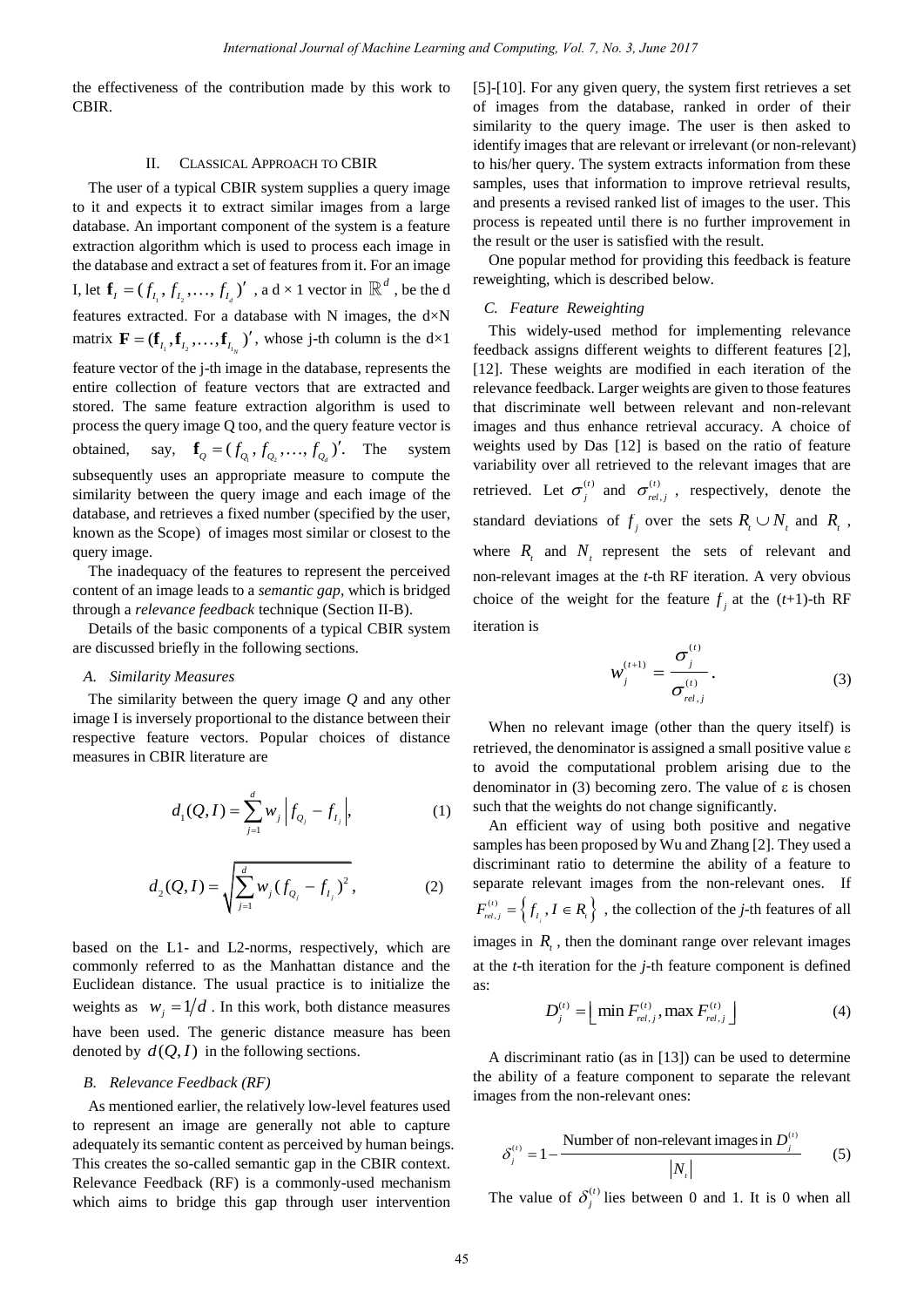the effectiveness of the contribution made by this work to CBIR.

## II. Classical Approach to CBIR

The user of a typical CBIR system supplies a query image to it and expects it to extract similar images from a large database. An important component of the system is a feature extraction algorithm which is used to process each image in the database and extract a set of features from it. For an image I, let $\mathbf{f}_I = (f_{I_1}, f_{I_2}, \ldots, f_{I_d})'$ , a d × 1 vector in $\mathbb{R}^d$, be the d features extracted. For a database with N images, the d×N matrix $\mathbf{F} = (\mathbf{f}_{I_1}, \mathbf{f}_{I_2}, \ldots, \mathbf{f}_{I_N})'$, whose j-th column is the d×1 feature vector of the j-th image in the database, represents the entire collection of feature vectors that are extracted and stored. The same feature extraction algorithm is used to process the query image Q too, and the query feature vector is obtained, say, $\mathbf{f}_Q = (f_{Q_1}, f_{Q_2}, \ldots, f_{Q_d})'$. The system subsequently uses an appropriate measure to compute the similarity between the query image and each image of the database, and retrieves a fixed number (specified by the user, known as the Scope) of images most similar or closest to the query image.

The inadequacy of the features to represent the perceived content of an image leads to a *semantic gap*, which is bridged through a *relevance feedback* technique (Section II-B).

Details of the basic components of a typical CBIR system are discussed briefly in the following sections.

### A. Similarity Measures

The similarity between the query image $Q$ and any other image I is inversely proportional to the distance between their respective feature vectors. Popular choices of distance measures in CBIR literature are

$$d_1(Q, I) = \sum_{j=1}^{d} w_j \left| f_{Q_j} - f_{I_j} \right|, \tag{1}$$

$$d_2(Q, I) = \sqrt{\sum_{j=1}^{d} w_j (f_{Q_j} - f_{I_j})^2}, \tag{2}$$

based on the L1- and L2-norms, respectively, which are commonly referred to as the Manhattan distance and the Euclidean distance. The usual practice is to initialize the weights as $w_j = 1/d$. In this work, both distance measures have been used. The generic distance measure has been denoted by $d(Q, I)$ in the following sections.

### B. Relevance Feedback (RF)

As mentioned earlier, the relatively low-level features used to represent an image are generally not able to capture adequately its semantic content as perceived by human beings. This creates the so-called semantic gap in the CBIR context. Relevance Feedback (RF) is a commonly-used mechanism which aims to bridge this gap through user intervention [5]-[10]. For any given query, the system first retrieves a set of simigarity images from the database, ranked in order of their similarity to the query image. The user is then asked to identify images that are relevant or irrelevant (or non-relevant) to his/her query. The system extracts information from these samples, uses that information to improve retrieval results, and presents a revised ranked list of images to the user. This process is repeated until there is no further improvement in the result or the user is satisfied with the result.

One popular method for providing this feedback is feature reweighting, which is described below.

### C. Feature Reweighting

This widely-used method for implementing relevance feedback assigns different weights to different features [2], [12]. These weights are modified in each iteration of the relevance feedback. Larger weights are given to those features that discriminate well between relevant and non-relevant images and thus enhance retrieval accuracy. A choice of weights used by Das [12] is based on the ratio of feature variability over all retrieved to the relevant images that are retrieved. Let $\sigma_j^{(t)}$ and $\sigma_{rel,j}^{(t)}$, respectively, denote the standard deviations of $f_j$ over the sets $R_t \cup N_t$ and $R_t$, where $R_t$ and $N_t$ represent the sets of relevant and non-relevant images at the *t*-th RF iteration. A very obvious choice of the weight for the feature $f_j$ at the (*t*+1)-th RF iteration is

$$w_j^{(t+1)} = \frac{\sigma_j^{(t)}}{\sigma_{rel,j}^{(t)}}. \tag{3}$$

When no relevant image (other than the query itself) is retrieved, the denominator is assigned a small positive value ε to avoid the computational problem arising due to the denominator in (3) becoming zero. The value of ε is chosen such that the weights do not change significantly.

An efficient way of using both positive and negative samples has been proposed by Wu and Zhang [2]. They used a discriminant ratio to determine the ability of a feature to separate relevant images from the non-relevant ones. If $F_{rel,j}^{(t)} = \left\{ f_{I_j}, I \in R_t \right\}$, the collection of the *j*-th features of all images in $R_t$, then the dominant range over relevant images at the *t*-th iteration for the *j*-th feature component is defined as:

$$D_j^{(t)} = \left\lfloor \min F_{rel,j}^{(t)}, \max F_{rel,j}^{(t)} \right\rfloor \tag{4}$$

A discriminant ratio (as in [13]) can be used to determine the ability of a feature component to separate the relevant images from the non-relevant ones:

$$\delta_j^{(t)} = 1 - \frac{\text{Number of non-relevant images in } D_j^{(t)}}{|N_t|} \tag{5}$$

The value of $\delta_j^{(t)}$ lies between 0 and 1. It is 0 when all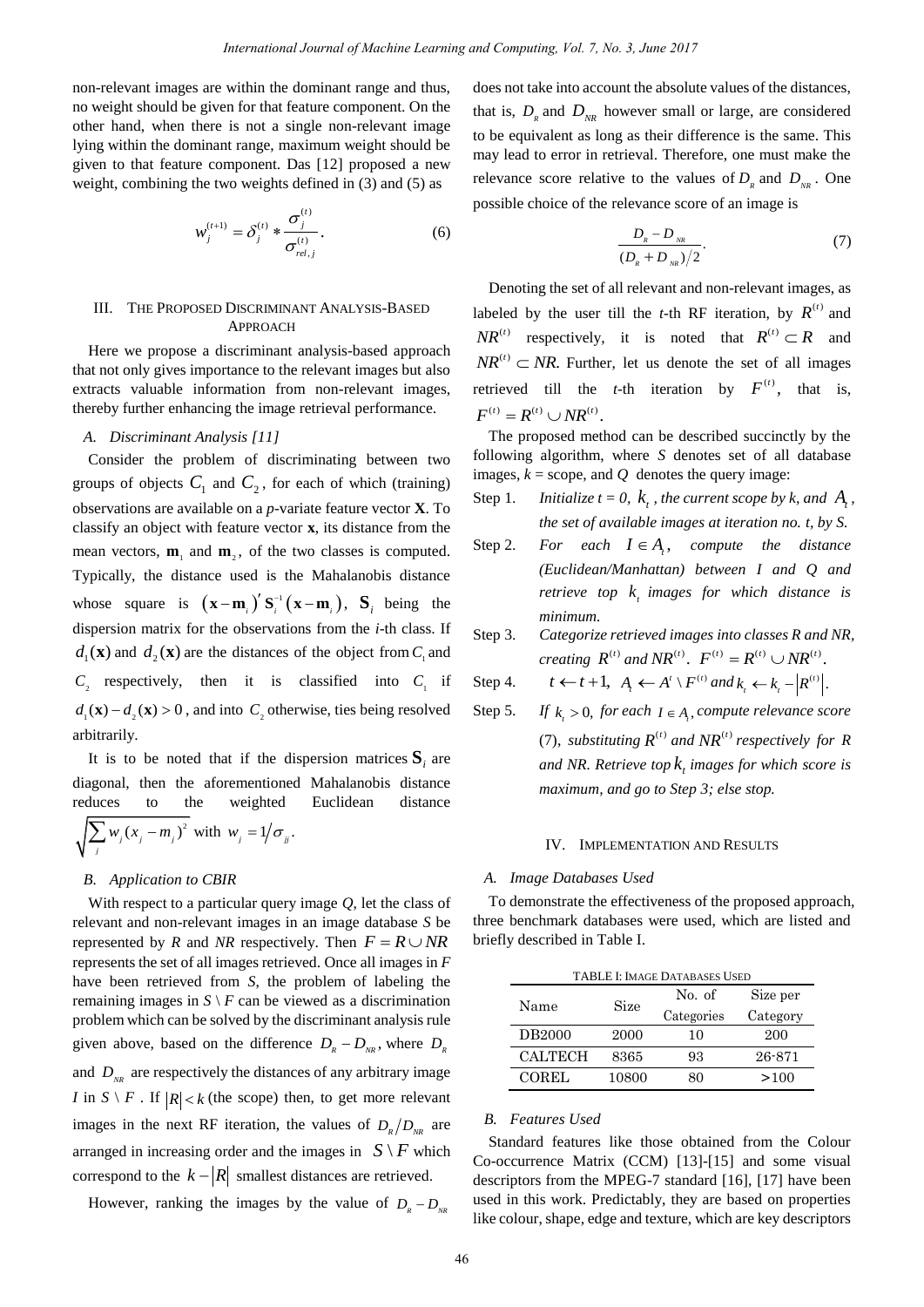non-relevant images are within the dominant range and thus, no weight should be given for that feature component. On the other hand, when there is not a single non-relevant image lying within the dominant range, maximum weight should be given to that feature component. Das [12] proposed a new weight, combining the two weights defined in (3) and (5) as

$$w_j^{(t+1)} = \delta_j^{(t)} * \frac{\sigma_j^{(t)}}{\sigma_{rel,j}^{(t)}}. \tag{6}$$

## III. The Proposed Discriminant Analysis-Based Approach

Here we propose a discriminant analysis-based approach that not only gives importance to the relevant images but also extracts valuable information from non-relevant images, thereby further enhancing the image retrieval performance.

### A. Discriminant Analysis [11]

Consider the problem of discriminating between two groups of objects $C_1$ and $C_2$, for each of which (training) observations are available on a *p*-variate feature vector $\mathbf{X}$. To classify an object with feature vector $\mathbf{x}$, its distance from the mean vectors, $\mathbf{m}_1$ and $\mathbf{m}_2$, of the two classes is computed. Typically, the distance used is the Mahalanobis distance whose square is $(\mathbf{x}-\mathbf{m}_i)' \mathbf{S}_i^{-1} (\mathbf{x}-\mathbf{m}_i)$, $\mathbf{S}_i$ being the dispersion matrix for the observations from the *i*-th class. If $d_1(\mathbf{x})$ and $d_2(\mathbf{x})$ are the distances of the object from $C_1$ and $C_2$ respectively, then it is classified into $C_1$ if $d_1(\mathbf{x}) - d_2(\mathbf{x}) > 0$, and into $C_2$ otherwise, ties being resolved arbitrarily.

It is to be noted that if the dispersion matrices $\mathbf{S}_i$ are diagonal, then the aforementioned Mahalanobis distance reduces to the weighted Euclidean distance $\sqrt{\sum_j w_j (x_j - m_j)^2}$ with $w_j = 1/\sigma_{jj}$.

### B. Application to CBIR

With respect to a particular query image *Q*, let the class of relevant and non-relevant images in an image database *S* be represented by *R* and *NR* respectively. Then $F = R \cup NR$ represents the set of all images retrieved. Once all images in *F* have been retrieved from *S*, the problem of labeling the remaining images in $S \setminus F$ can be viewed as a discrimination problem which can be solved by the discriminant analysis rule given above, based on the difference $D_R - D_{NR}$, where $D_R$ and $D_{NR}$ are respectively the distances of any arbitrary image *I* in $S \setminus F$. If $|R| < k$ (the scope) then, to get more relevant images in the next RF iteration, the values of $D_R / D_{NR}$ are arranged in increasing order and the images in $S \setminus F$ which correspond to the $k - |R|$ smallest distances are retrieved.

However, ranking the images by the value of $D_R - D_{NR}$ does not take into account the absolute values of the distances, that is, $D_R$ and $D_{NR}$ however small or large, are considered to be equivalent as long as their difference is the same. This may lead to error in retrieval. Therefore, one must make the relevance score relative to the values of $D_R$ and $D_{NR}$. One possible choice of the relevance score of an image is

$$\frac{D_R - D_{NR}}{(D_R + D_{NR})/2}. \tag{7}$$

Denoting the set of all relevant and non-relevant images, as labeled by the user till the *t*-th RF iteration, by $R^{(t)}$ and $NR^{(t)}$ respectively, it is noted that $R^{(t)} \subset R$ and $NR^{(t)} \subset NR$. Further, let us denote the set of all images retrieved till the *t*-th iteration by $F^{(t)}$, that is, $F^{(t)} = R^{(t)} \cup NR^{(t)}$.

The proposed method can be described succinctly by the following algorithm, where *S* denotes set of all database images, *k* = scope, and *Q* denotes the query image:

- Step 1. *Initialize $t = 0$, $k_t$, the current scope by k, and $A_t$, the set of available images at iteration no. t, by S.*
- Step 2. *For each $I \in A_t$, compute the distance (Euclidean/Manhattan) between I and Q and retrieve top $k_t$ images for which distance is minimum.*
- Step 3. *Categorize retrieved images into classes R and NR, creating $R^{(t)}$ and $NR^{(t)}$. $F^{(t)} = R^{(t)} \cup NR^{(t)}$.*
- Step 4. $t \leftarrow t+1$, $A_t \leftarrow A^t \setminus F^{(t)}$ *and* $k_t \leftarrow k_t - |R^{(t)}|$.
- Step 5. *If $k_t > 0$, for each $I \in A_t$, compute relevance score (7), substituting $R^{(t)}$ and $NR^{(t)}$ respectively for R and NR. Retrieve top $k_t$ images for which score is maximum, and go to Step 3; else stop.*

## IV. Implementation and Results

### A. Image Databases Used

To demonstrate the effectiveness of the proposed approach, three benchmark databases were used, which are listed and briefly described in Table I.

TABLE I: Image Databases Used

| Name | Size | No. of Categories | Size per Category |
|---|---|---|---|
| DB2000 | 2000 | 10 | 200 |
| CALTECH | 8365 | 93 | 26-871 |
| COREL | 10800 | 80 | >100 |

### B. Features Used

Standard features like those obtained from the Colour Co-occurrence Matrix (CCM) [13]-[15] and some visual descriptors from the MPEG-7 standard [16], [17] have been used in this work. Predictably, they are based on properties like colour, shape, edge and texture, which are key descriptors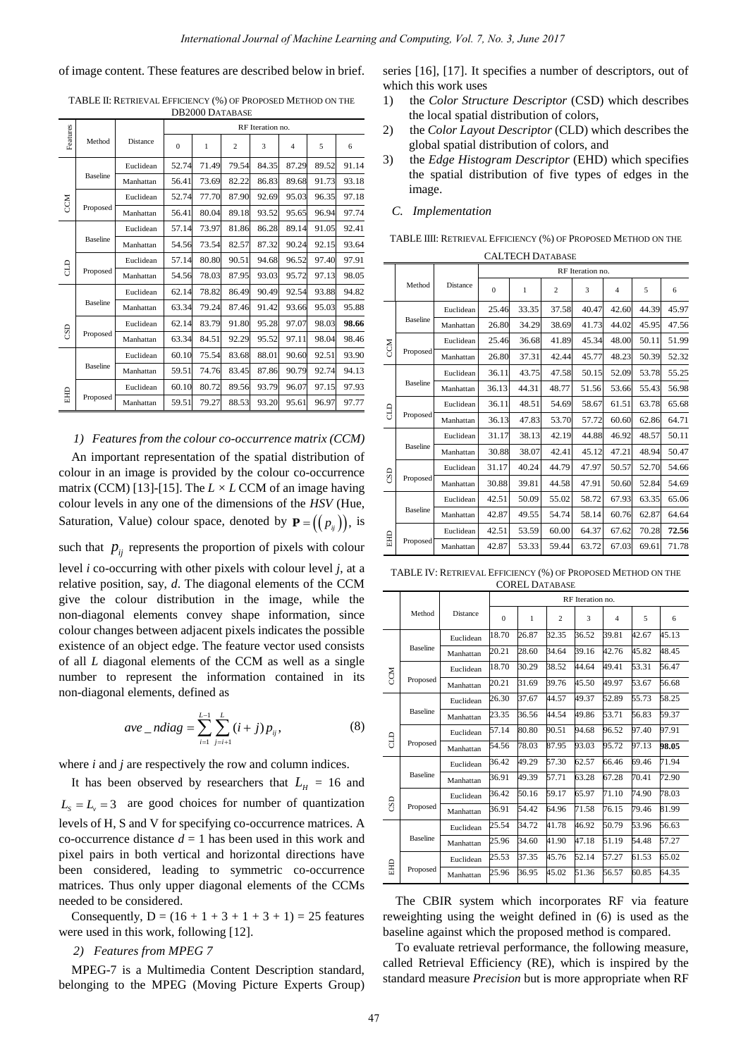of image content. These features are described below in brief.

TABLE II: RETRIEVAL EFFICIENCY (%) OF PROPOSED METHOD ON THE DB2000 DATABASE

| Features | Method | Distance | RF Iteration no. | | | | | | |
|---|---|---|---|---|---|---|---|---|---|
| | | | 0 | 1 | 2 | 3 | 4 | 5 | 6 |
| CCM | Baseline | Euclidean | 52.74 | 71.49 | 79.54 | 84.35 | 87.29 | 89.52 | 91.14 |
| | | Manhattan | 56.41 | 73.69 | 82.22 | 86.83 | 89.68 | 91.73 | 93.18 |
| | Proposed | Euclidean | 52.74 | 77.70 | 87.90 | 92.69 | 95.03 | 96.35 | 97.18 |
| | | Manhattan | 56.41 | 80.04 | 89.18 | 93.52 | 95.65 | 96.94 | 97.74 |
| CLD | Baseline | Euclidean | 57.14 | 73.97 | 81.86 | 86.28 | 89.14 | 91.05 | 92.41 |
| | | Manhattan | 54.56 | 73.54 | 82.57 | 87.32 | 90.24 | 92.15 | 93.64 |
| | Proposed | Euclidean | 57.14 | 80.80 | 90.51 | 94.68 | 96.52 | 97.40 | 97.91 |
| | | Manhattan | 54.56 | 78.03 | 87.95 | 93.03 | 95.72 | 97.13 | 98.05 |
| CSD | Baseline | Euclidean | 62.14 | 78.82 | 86.49 | 90.49 | 92.54 | 93.88 | 94.82 |
| | | Manhattan | 63.34 | 79.24 | 87.46 | 91.42 | 93.66 | 95.03 | 95.88 |
| | Proposed | Euclidean | 62.14 | 83.79 | 91.80 | 95.28 | 97.07 | 98.03 | **98.66** |
| | | Manhattan | 63.34 | 84.51 | 92.29 | 95.52 | 97.11 | 98.04 | 98.46 |
| EHD | Baseline | Euclidean | 60.10 | 75.54 | 83.68 | 88.01 | 90.60 | 92.51 | 93.90 |
| | | Manhattan | 59.51 | 74.76 | 83.45 | 87.86 | 90.79 | 92.74 | 94.13 |
| | Proposed | Euclidean | 60.10 | 80.72 | 89.56 | 93.79 | 96.07 | 97.15 | 97.93 |
| | | Manhattan | 59.51 | 79.27 | 88.53 | 93.20 | 95.61 | 96.97 | 97.77 |

*1) Features from the colour co-occurrence matrix (CCM)*

An important representation of the spatial distribution of colour in an image is provided by the colour co-occurrence matrix (CCM) [13]-[15]. The $L \times L$ CCM of an image having colour levels in any one of the dimensions of the *HSV* (Hue, Saturation, Value) colour space, denoted by $\mathbf{P} = \left(\left(p_{ij}\right)\right)$, is such that $p_{ij}$ represents the proportion of pixels with colour level *i* co-occurring with other pixels with colour level *j*, at a relative position, say, *d*. The diagonal elements of the CCM give the colour distribution in the image, while the non-diagonal elements convey shape information, since colour changes between adjacent pixels indicates the possible existence of an object edge. The feature vector used consists of all *L* diagonal elements of the CCM as well as a single number to represent the information contained in its non-diagonal elements, defined as

$$ave\_ndiag = \sum_{i=1}^{L-1} \sum_{j=i+1}^{L} (i+j) p_{ij}, \tag{8}$$

where *i* and *j* are respectively the row and column indices.

It has been observed by researchers that $L_H = 16$ and $L_S = L_v = 3$ are good choices for number of quantization levels of H, S and V for specifying co-occurrence matrices. A co-occurrence distance $d = 1$ has been used in this work and pixel pairs in both vertical and horizontal directions have been considered, leading to symmetric co-occurrence matrices. Thus only upper diagonal elements of the CCMs needed to be considered.

Consequently, D = (16 + 1 + 3 + 1 + 3 + 1) = 25 features were used in this work, following [12].

*2) Features from MPEG 7*

MPEG-7 is a Multimedia Content Description standard, belonging to the MPEG (Moving Picture Experts Group) series [16], [17]. It specifies a number of descriptors, out of which this work uses

1) the *Color Structure Descriptor* (CSD) which describes the local spatial distribution of colors,
2) the *Color Layout Descriptor* (CLD) which describes the global spatial distribution of colors, and
3) the *Edge Histogram Descriptor* (EHD) which specifies the spatial distribution of five types of edges in the image.

### *C. Implementation*

TABLE IIII: RETRIEVAL EFFICIENCY (%) OF PROPOSED METHOD ON THE CALTECH DATABASE

| | Method | Distance | RF Iteration no. | | | | | | |
|---|---|---|---|---|---|---|---|---|---|
| | | | 0 | 1 | 2 | 3 | 4 | 5 | 6 |
| CCM | Baseline | Euclidean | 25.46 | 33.35 | 37.58 | 40.47 | 42.60 | 44.39 | 45.97 |
| | | Manhattan | 26.80 | 34.29 | 38.69 | 41.73 | 44.02 | 45.95 | 47.56 |
| | Proposed | Euclidean | 25.46 | 36.68 | 41.89 | 45.34 | 48.00 | 50.11 | 51.99 |
| | | Manhattan | 26.80 | 37.31 | 42.44 | 45.77 | 48.23 | 50.39 | 52.32 |
| CLD | Baseline | Euclidean | 36.11 | 43.75 | 47.58 | 50.15 | 52.09 | 53.78 | 55.25 |
| | | Manhattan | 36.13 | 44.31 | 48.77 | 51.56 | 53.66 | 55.43 | 56.98 |
| | Proposed | Euclidean | 36.11 | 48.51 | 54.69 | 58.67 | 61.51 | 63.78 | 65.68 |
| | | Manhattan | 36.13 | 47.83 | 53.70 | 57.72 | 60.60 | 62.86 | 64.71 |
| CSD | Baseline | Euclidean | 31.17 | 38.13 | 42.19 | 44.88 | 46.92 | 48.57 | 50.11 |
| | | Manhattan | 30.88 | 38.07 | 42.41 | 45.12 | 47.21 | 48.94 | 50.47 |
| | Proposed | Euclidean | 31.17 | 40.24 | 44.79 | 47.97 | 50.57 | 52.70 | 54.66 |
| | | Manhattan | 30.88 | 39.81 | 44.58 | 47.91 | 50.60 | 52.84 | 54.69 |
| EHD | Baseline | Euclidean | 42.51 | 50.09 | 55.02 | 58.72 | 61.93 | 63.35 | 65.06 |
| | | Manhattan | 42.87 | 49.55 | 54.74 | 58.14 | 60.76 | 62.87 | 64.64 |
| | Proposed | Euclidean | 42.51 | 53.59 | 60.00 | 64.37 | 67.62 | 70.28 | **72.56** |
| | | Manhattan | 42.87 | 53.33 | 59.44 | 63.72 | 67.03 | 69.61 | 71.78 |

TABLE IV: RETRIEVAL EFFICIENCY (%) OF PROPOSED METHOD ON THE COREL DATABASE

| | Method | Distance | RF Iteration no. | | | | | | |
|---|---|---|---|---|---|---|---|---|---|
| | | | 0 | 1 | 2 | 3 | 4 | 5 | 6 |
| CCM | Baseline | Euclidean | 18.70 | 26.87 | 32.35 | 36.52 | 39.81 | 42.67 | 45.13 |
| | | Manhattan | 20.21 | 28.60 | 34.64 | 39.16 | 42.76 | 45.82 | 48.45 |
| | Proposed | Euclidean | 18.70 | 30.29 | 38.52 | 44.64 | 49.41 | 53.31 | 56.47 |
| | | Manhattan | 20.21 | 31.69 | 39.76 | 45.50 | 49.97 | 53.67 | 56.68 |
| CLD | Baseline | Euclidean | 26.30 | 37.67 | 44.57 | 49.37 | 52.89 | 55.73 | 58.25 |
| | | Manhattan | 23.35 | 36.56 | 44.54 | 49.86 | 53.71 | 56.83 | 59.37 |
| | Proposed | Euclidean | 57.14 | 80.80 | 90.51 | 94.68 | 96.52 | 97.40 | 97.91 |
| | | Manhattan | 54.56 | 78.03 | 87.95 | 93.03 | 95.72 | 97.13 | **98.05** |
| CSD | Baseline | Euclidean | 36.42 | 49.29 | 57.30 | 62.57 | 66.46 | 69.46 | 71.94 |
| | | Manhattan | 36.91 | 49.39 | 57.71 | 63.28 | 67.28 | 70.41 | 72.90 |
| | Proposed | Euclidean | 36.42 | 50.16 | 59.17 | 65.97 | 71.10 | 74.90 | 78.03 |
| | | Manhattan | 36.91 | 54.42 | 64.96 | 71.58 | 76.15 | 79.46 | 81.99 |
| EHD | Baseline | Euclidean | 25.54 | 34.72 | 41.78 | 46.92 | 50.79 | 53.96 | 56.63 |
| | | Manhattan | 25.96 | 34.60 | 41.90 | 47.18 | 51.19 | 54.48 | 57.27 |
| | Proposed | Euclidean | 25.53 | 37.35 | 45.76 | 52.14 | 57.27 | 61.53 | 65.02 |
| | | Manhattan | 25.96 | 36.95 | 45.02 | 51.36 | 56.57 | 60.85 | 64.35 |

The CBIR system which incorporates RF via feature reweighting using the weight defined in (6) is used as the baseline against which the proposed method is compared.

To evaluate retrieval performance, the following measure, called Retrieval Efficiency (RE), which is inspired by the standard measure *Precision* but is more appropriate when RF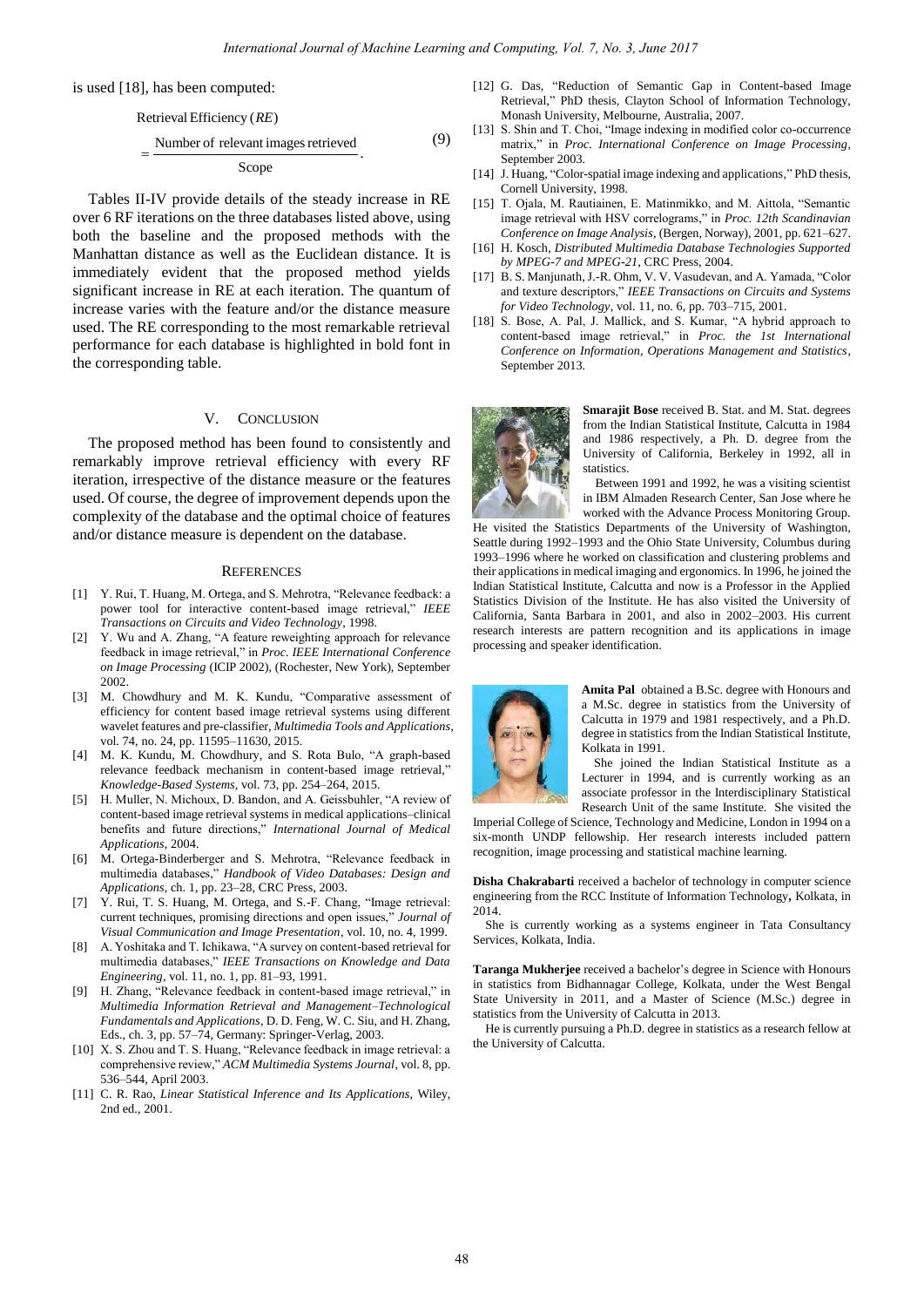is used [18], has been computed:

$$\text{Retrieval Efficiency } (RE) = \frac{\text{Number of relevant images retrieved}}{\text{Scope}}. \quad (9)$$

Tables II-IV provide details of the steady increase in RE over 6 RF iterations on the three databases listed above, using both the baseline and the proposed methods with the Manhattan distance as well as the Euclidean distance. It is immediately evident that the proposed method yields significant increase in RE at each iteration. The quantum of increase varies with the feature and/or the distance measure used. The RE corresponding to the most remarkable retrieval performance for each database is highlighted in bold font in the corresponding table.

## V. Conclusion

The proposed method has been found to consistently and remarkably improve retrieval efficiency with every RF iteration, irrespective of the distance measure or the features used. Of course, the degree of improvement depends upon the complexity of the database and the optimal choice of features and/or distance measure is dependent on the database.

## References

[1] Y. Rui, T. Huang, M. Ortega, and S. Mehrotra, "Relevance feedback: a power tool for interactive content-based image retrieval," *IEEE Transactions on Circuits and Video Technology*, 1998.

[2] Y. Wu and A. Zhang, "A feature reweighting approach for relevance feedback in image retrieval," in *Proc. IEEE International Conference on Image Processing* (ICIP 2002), (Rochester, New York), September 2002.

[3] M. Chowdhury and M. K. Kundu, "Comparative assessment of efficiency for content based image retrieval systems using different wavelet features and pre-classifier, *Multimedia Tools and Applications*, vol. 74, no. 24, pp. 11595–11630, 2015.

[4] M. K. Kundu, M. Chowdhury, and S. Rota Bulo, "A graph-based relevance feedback mechanism in content-based image retrieval," *Knowledge-Based Systems*, vol. 73, pp. 254–264, 2015.

[5] H. Muller, N. Michoux, D. Bandon, and A. Geissbuhler, "A review of content-based image retrieval systems in medical applications–clinical benefits and future directions," *International Journal of Medical Applications*, 2004.

[6] M. Ortega-Binderberger and S. Mehrotra, "Relevance feedback in multimedia databases," *Handbook of Video Databases: Design and Applications*, ch. 1, pp. 23–28, CRC Press, 2003.

[7] Y. Rui, T. S. Huang, M. Ortega, and S.-F. Chang, "Image retrieval: current techniques, promising directions and open issues," *Journal of Visual Communication and Image Presentation*, vol. 10, no. 4, 1999.

[8] A. Yoshitaka and T. Ichikawa, "A survey on content-based retrieval for multimedia databases," *IEEE Transactions on Knowledge and Data Engineering*, vol. 11, no. 1, pp. 81–93, 1991.

[9] H. Zhang, "Relevance feedback in content-based image retrieval," in *Multimedia Information Retrieval and Management–Technological Fundamentals and Applications*, D. D. Feng, W. C. Siu, and H. Zhang, Eds., ch. 3, pp. 57–74, Germany: Springer-Verlag, 2003.

[10] X. S. Zhou and T. S. Huang, "Relevance feedback in image retrieval: a comprehensive review," *ACM Multimedia Systems Journal*, vol. 8, pp. 536–544, April 2003.

[11] C. R. Rao, *Linear Statistical Inference and Its Applications*, Wiley, 2nd ed., 2001.

[12] G. Das, "Reduction of Semantic Gap in Content-based Image Retrieval," PhD thesis, Clayton School of Information Technology, Monash University, Melbourne, Australia, 2007.

[13] S. Shin and T. Choi, "Image indexing in modified color co-occurrence matrix," in *Proc. International Conference on Image Processing*, September 2003.

[14] J. Huang, "Color-spatial image indexing and applications," PhD thesis, Cornell University, 1998.

[15] T. Ojala, M. Rautiainen, E. Matinmikko, and M. Aittola, "Semantic image retrieval with HSV correlograms," in *Proc. 12th Scandinavian Conference on Image Analysis*, (Bergen, Norway), 2001, pp. 621–627.

[16] H. Kosch, *Distributed Multimedia Database Technologies Supported by MPEG-7 and MPEG-21*, CRC Press, 2004.

[17] B. S. Manjunath, J.-R. Ohm, V. V. Vasudevan, and A. Yamada, "Color and texture descriptors," *IEEE Transactions on Circuits and Systems for Video Technology*, vol. 11, no. 6, pp. 703–715, 2001.

[18] S. Bose, A. Pal, J. Mallick, and S. Kumar, "A hybrid approach to content-based image retrieval," in *Proc. the 1st International Conference on Information, Operations Management and Statistics*, September 2013.

**Smarajit Bose** received B. Stat. and M. Stat. degrees from the Indian Statistical Institute, Calcutta in 1984 and 1986 respectively, a Ph. D. degree from the University of California, Berkeley in 1992, all in statistics.

Between 1991 and 1992, he was a visiting scientist in IBM Almaden Research Center, San Jose where he worked with the Advance Process Monitoring Group. He visited the Statistics Departments of the University of Washington, Seattle during 1992–1993 and the Ohio State University, Columbus during 1993–1996 where he worked on classification and clustering problems and their applications in medical imaging and ergonomics. In 1996, he joined the Indian Statistical Institute, Calcutta and now is a Professor in the Applied Statistics Division of the Institute. He has also visited the University of California, Santa Barbara in 2001, and also in 2002–2003. His current research interests are pattern recognition and its applications in image processing and speaker identification.

**Amita Pal** obtained a B.Sc. degree with Honours and a M.Sc. degree in statistics from the University of Calcutta in 1979 and 1981 respectively, and a Ph.D. degree in statistics from the Indian Statistical Institute, Kolkata in 1991.

She joined the Indian Statistical Institute as a Lecturer in 1994, and is currently working as an associate professor in the Interdisciplinary Statistical Research Unit of the same Institute. She visited the Imperial College of Science, Technology and Medicine, London in 1994 on a six-month UNDP fellowship. Her research interests included pattern recognition, image processing and statistical machine learning.

**Disha Chakrabarti** received a bachelor of technology in computer science engineering from the RCC Institute of Information Technology**,** Kolkata, in 2014.

She is currently working as a systems engineer in Tata Consultancy Services, Kolkata, India.

**Taranga Mukherjee** received a bachelor's degree in Science with Honours in statistics from Bidhannagar College, Kolkata, under the West Bengal State University in 2011, and a Master of Science (M.Sc.) degree in statistics from the University of Calcutta in 2013.

He is currently pursuing a Ph.D. degree in statistics as a research fellow at the University of Calcutta.